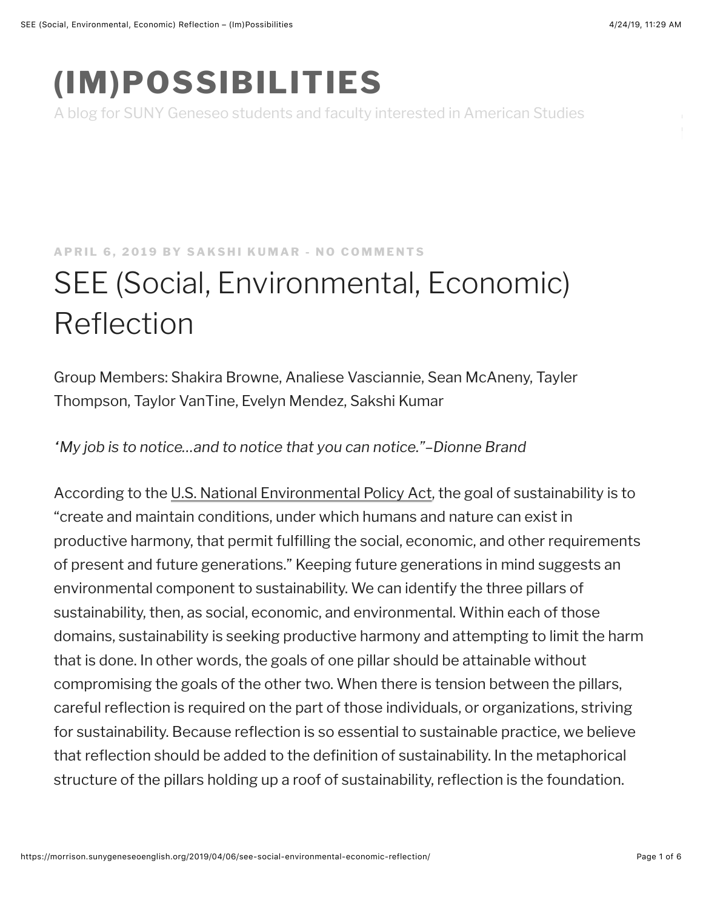# (IM)POSSIBILITIES

A blog for SUNY Geneseo students and faculty interested in American Studies

APRIL 6, 2019 BY SAKSHI KUMAR - NO COMMENTS

## SEE (Social, Environmental, Economic) Reflection

Group Members: Shakira Browne, Analiese Vasciannie, Sean McAneny, Tayler Thompson, Taylor VanTine, Evelyn Mendez, Sakshi Kumar

*'My job is to notice…and to notice that you can notice."–Dionne Brand*

According to the U.S. National Environmental Policy Act, the goal of sustainability is to "create and maintain conditions, under which humans and nature can exist in productive harmony, that permit fulfilling the social, economic, and other requirements of present and future generations." Keeping future generations in mind suggests an environmental component to sustainability. We can identify the three pillars of sustainability, then, as social, economic, and environmental. Within each of those domains, sustainability is seeking productive harmony and attempting to limit the harm that is done. In other words, the goals of one pillar should be attainable without compromising the goals of the other two. When there is tension between the pillars, careful reflection is required on the part of those individuals, or organizations, striving for sustainability. Because reflection is so essential to sustainable practice, we believe that reflection should be added to the definition of sustainability. In the metaphorical structure of the pillars holding up a roof of sustainability, reflection is the foundation.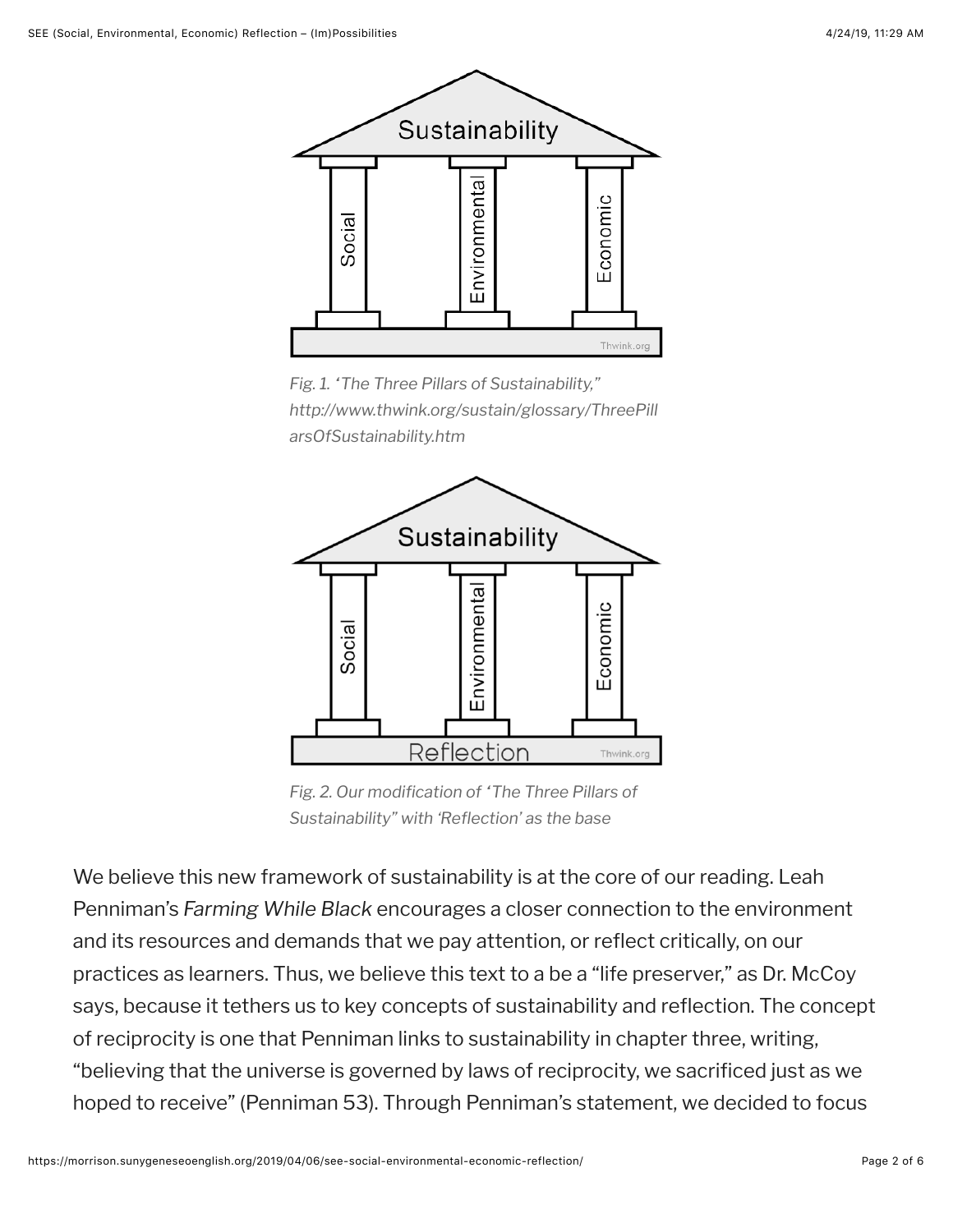*Fig. 1. 'The Three Pillars of Sustainability," http://www.thwink.org/sustain/glossary/ThreePillarsOfSustainability.htm*

*Fig. 2. Our modification of 'The Three Pillars of Sustainability" with 'Reflection' as the base*

We believe this new framework of sustainability is at the core of our reading. Leah Penniman's *Farming While Black* encourages a closer connection to the environment and its resources and demands that we pay attention, or reflect critically, on our practices as learners. Thus, we believe this text to a be a "life preserver," as Dr. McCoy says, because it tethers us to key concepts of sustainability and reflection. The concept of reciprocity is one that Penniman links to sustainability in chapter three, writing, "believing that the universe is governed by laws of reciprocity, we sacrificed just as we hoped to receive" (Penniman 53). Through Penniman's statement, we decided to focus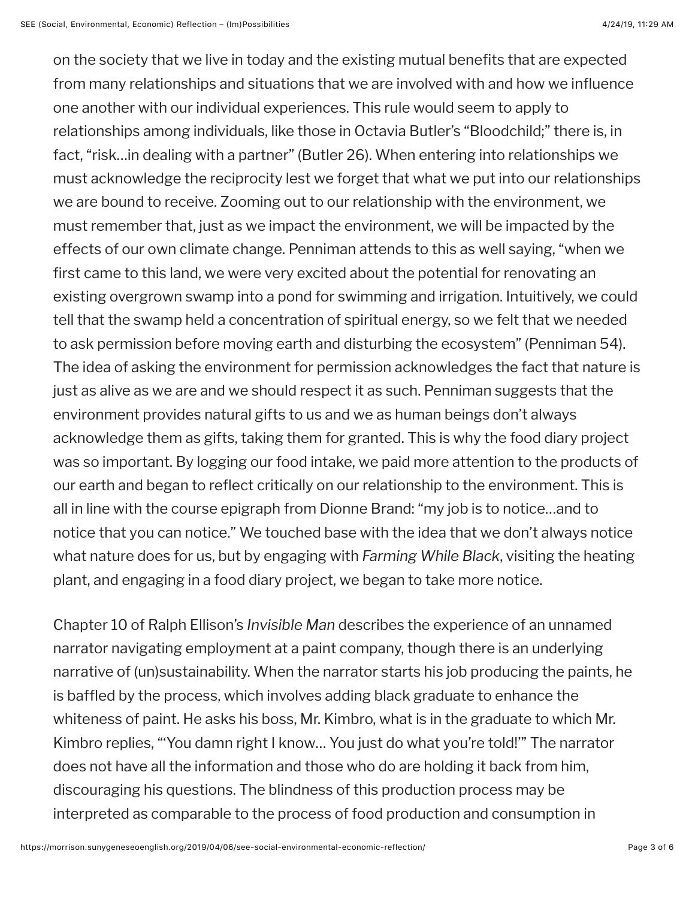on the society that we live in today and the existing mutual benefits that are expected from many relationships and situations that we are involved with and how we influence one another with our individual experiences. This rule would seem to apply to relationships among individuals, like those in Octavia Butler's "Bloodchild;" there is, in fact, "risk…in dealing with a partner" (Butler 26). When entering into relationships we must acknowledge the reciprocity lest we forget that what we put into our relationships we are bound to receive. Zooming out to our relationship with the environment, we must remember that, just as we impact the environment, we will be impacted by the effects of our own climate change. Penniman attends to this as well saying, "when we first came to this land, we were very excited about the potential for renovating an existing overgrown swamp into a pond for swimming and irrigation. Intuitively, we could tell that the swamp held a concentration of spiritual energy, so we felt that we needed to ask permission before moving earth and disturbing the ecosystem" (Penniman 54). The idea of asking the environment for permission acknowledges the fact that nature is just as alive as we are and we should respect it as such. Penniman suggests that the environment provides natural gifts to us and we as human beings don't always acknowledge them as gifts, taking them for granted. This is why the food diary project was so important. By logging our food intake, we paid more attention to the products of our earth and began to reflect critically on our relationship to the environment. This is all in line with the course epigraph from Dionne Brand: "my job is to notice…and to notice that you can notice." We touched base with the idea that we don't always notice what nature does for us, but by engaging with *Farming While Black*, visiting the heating plant, and engaging in a food diary project, we began to take more notice.

Chapter 10 of Ralph Ellison's *Invisible Man* describes the experience of an unnamed narrator navigating employment at a paint company, though there is an underlying narrative of (un)sustainability. When the narrator starts his job producing the paints, he is baffled by the process, which involves adding black graduate to enhance the whiteness of paint. He asks his boss, Mr. Kimbro, what is in the graduate to which Mr. Kimbro replies, "'You damn right I know… You just do what you're told!'" The narrator does not have all the information and those who do are holding it back from him, discouraging his questions. The blindness of this production process may be interpreted as comparable to the process of food production and consumption in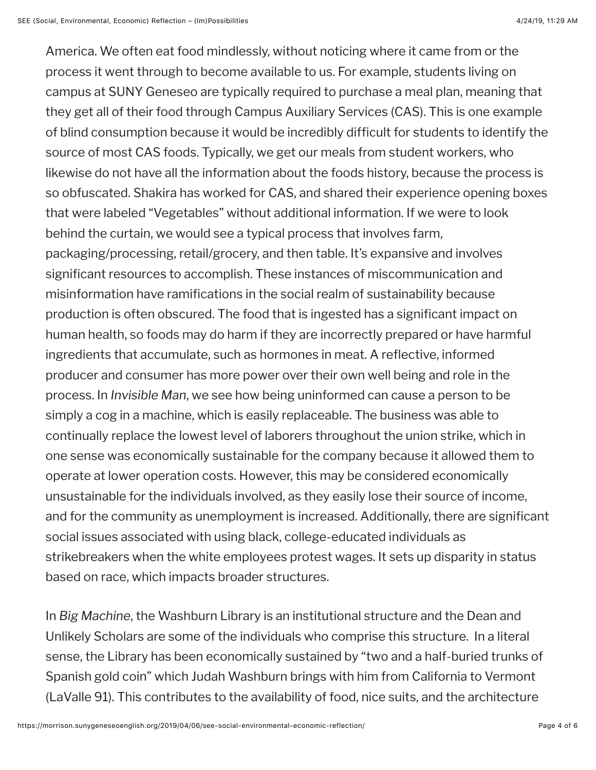America. We often eat food mindlessly, without noticing where it came from or the process it went through to become available to us. For example, students living on campus at SUNY Geneseo are typically required to purchase a meal plan, meaning that they get all of their food through Campus Auxiliary Services (CAS). This is one example of blind consumption because it would be incredibly difficult for students to identify the source of most CAS foods. Typically, we get our meals from student workers, who likewise do not have all the information about the foods history, because the process is so obfuscated. Shakira has worked for CAS, and shared their experience opening boxes that were labeled "Vegetables" without additional information. If we were to look behind the curtain, we would see a typical process that involves farm, packaging/processing, retail/grocery, and then table. It's expansive and involves significant resources to accomplish. These instances of miscommunication and misinformation have ramifications in the social realm of sustainability because production is often obscured. The food that is ingested has a significant impact on human health, so foods may do harm if they are incorrectly prepared or have harmful ingredients that accumulate, such as hormones in meat. A reflective, informed producer and consumer has more power over their own well being and role in the process. In *Invisible Man*, we see how being uninformed can cause a person to be simply a cog in a machine, which is easily replaceable. The business was able to continually replace the lowest level of laborers throughout the union strike, which in one sense was economically sustainable for the company because it allowed them to operate at lower operation costs. However, this may be considered economically unsustainable for the individuals involved, as they easily lose their source of income, and for the community as unemployment is increased. Additionally, there are significant social issues associated with using black, college-educated individuals as strikebreakers when the white employees protest wages. It sets up disparity in status based on race, which impacts broader structures.

In *Big Machine*, the Washburn Library is an institutional structure and the Dean and Unlikely Scholars are some of the individuals who comprise this structure. In a literal sense, the Library has been economically sustained by "two and a half-buried trunks of Spanish gold coin" which Judah Washburn brings with him from California to Vermont (LaValle 91). This contributes to the availability of food, nice suits, and the architecture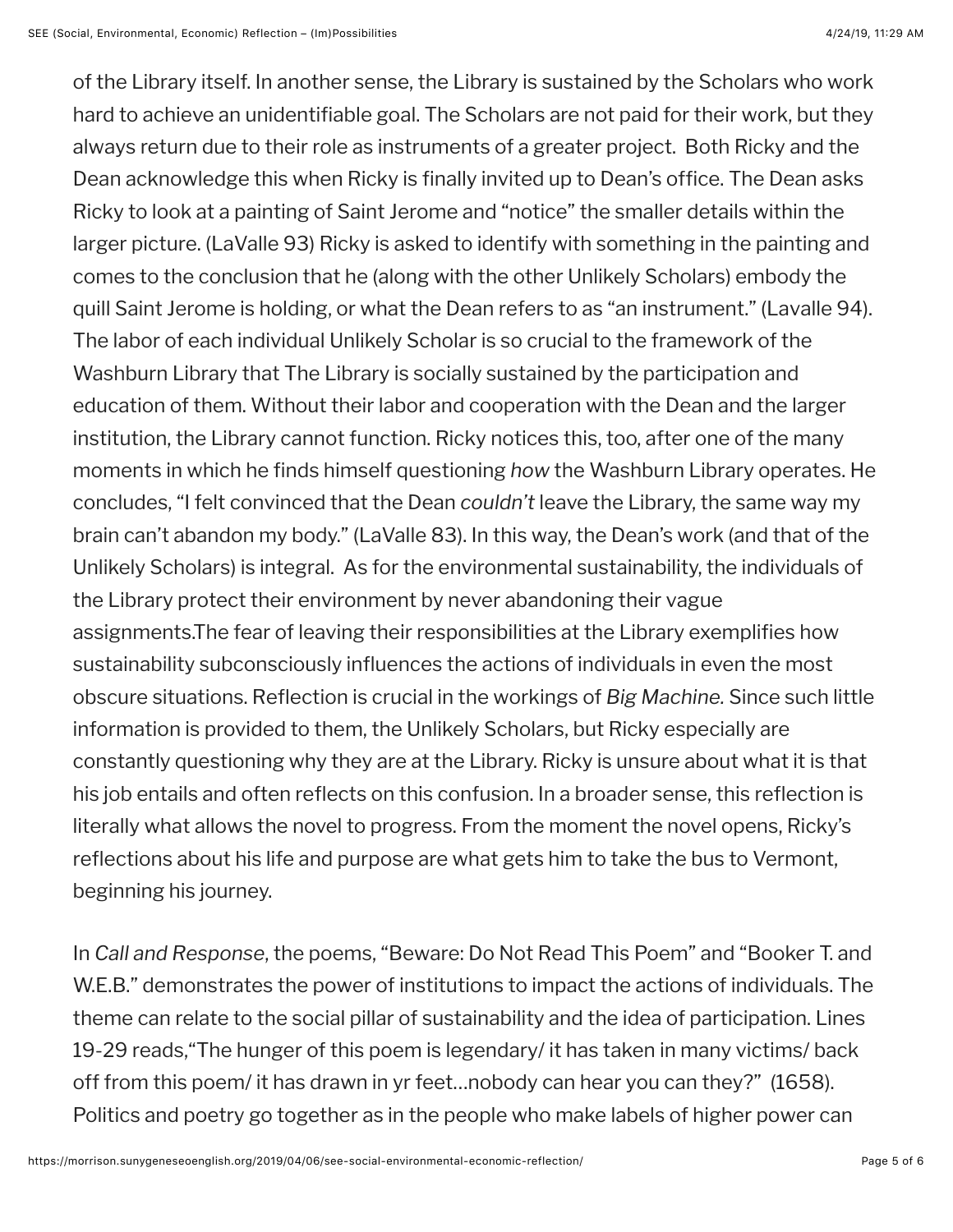of the Library itself. In another sense, the Library is sustained by the Scholars who work hard to achieve an unidentifiable goal. The Scholars are not paid for their work, but they always return due to their role as instruments of a greater project.  Both Ricky and the Dean acknowledge this when Ricky is finally invited up to Dean's office. The Dean asks Ricky to look at a painting of Saint Jerome and "notice" the smaller details within the larger picture. (LaValle 93) Ricky is asked to identify with something in the painting and comes to the conclusion that he (along with the other Unlikely Scholars) embody the quill Saint Jerome is holding, or what the Dean refers to as "an instrument." (Lavalle 94). The labor of each individual Unlikely Scholar is so crucial to the framework of the Washburn Library that The Library is socially sustained by the participation and education of them. Without their labor and cooperation with the Dean and the larger institution, the Library cannot function. Ricky notices this, too, after one of the many moments in which he finds himself questioning *how* the Washburn Library operates. He concludes, "I felt convinced that the Dean *couldn't* leave the Library, the same way my brain can't abandon my body." (LaValle 83). In this way, the Dean's work (and that of the Unlikely Scholars) is integral.  As for the environmental sustainability, the individuals of the Library protect their environment by never abandoning their vague assignments.The fear of leaving their responsibilities at the Library exemplifies how sustainability subconsciously influences the actions of individuals in even the most obscure situations. Reflection is crucial in the workings of *Big Machine.* Since such little information is provided to them, the Unlikely Scholars, but Ricky especially are constantly questioning why they are at the Library. Ricky is unsure about what it is that his job entails and often reflects on this confusion. In a broader sense, this reflection is literally what allows the novel to progress. From the moment the novel opens, Ricky's reflections about his life and purpose are what gets him to take the bus to Vermont, beginning his journey.

In *Call and Response*, the poems, "Beware: Do Not Read This Poem" and "Booker T. and W.E.B." demonstrates the power of institutions to impact the actions of individuals. The theme can relate to the social pillar of sustainability and the idea of participation. Lines 19-29 reads,"The hunger of this poem is legendary/ it has taken in many victims/ back off from this poem/ it has drawn in yr feet…nobody can hear you can they?"  (1658). Politics and poetry go together as in the people who make labels of higher power can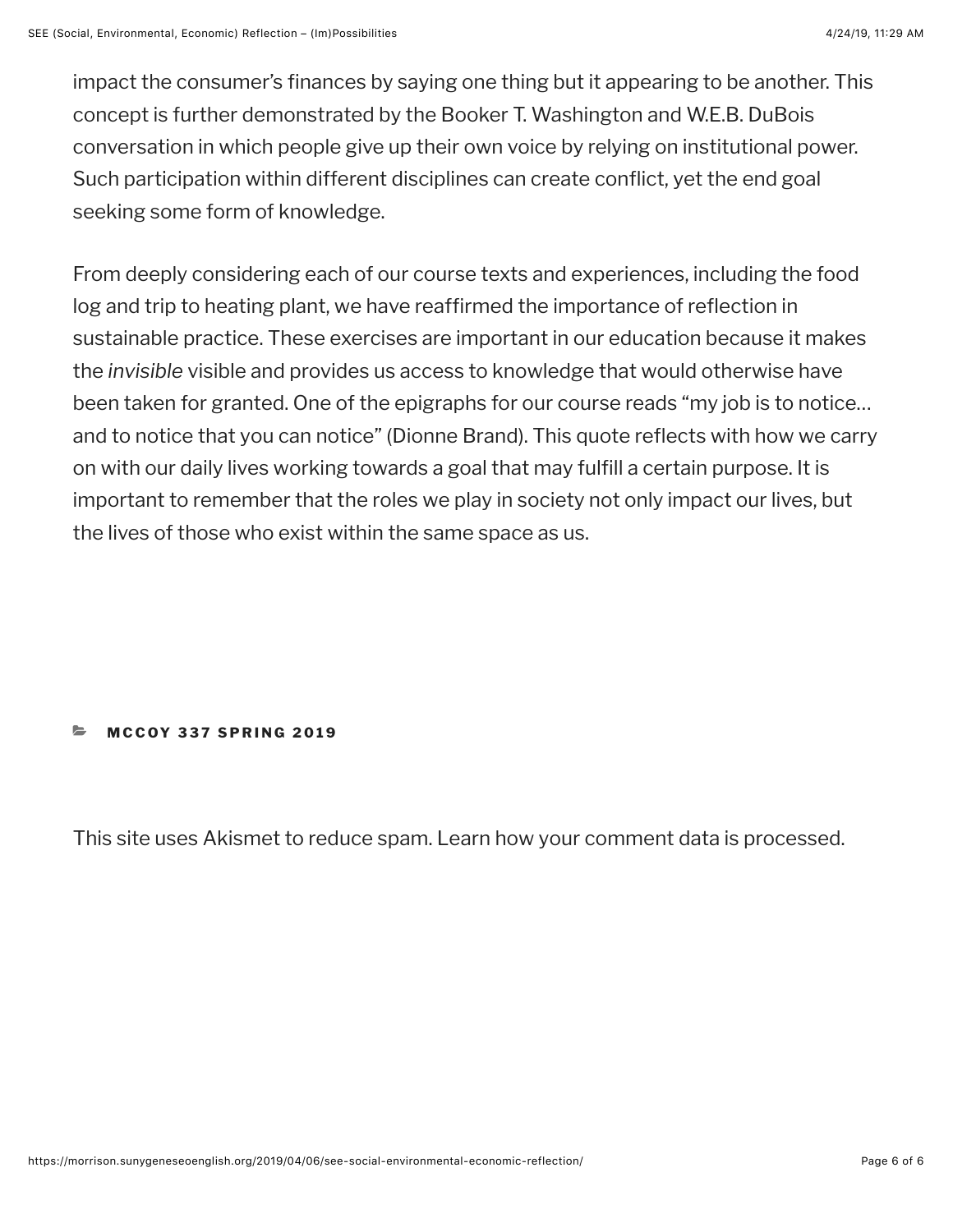impact the consumer's finances by saying one thing but it appearing to be another. This concept is further demonstrated by the Booker T. Washington and W.E.B. DuBois conversation in which people give up their own voice by relying on institutional power. Such participation within different disciplines can create conflict, yet the end goal seeking some form of knowledge.

From deeply considering each of our course texts and experiences, including the food log and trip to heating plant, we have reaffirmed the importance of reflection in sustainable practice. These exercises are important in our education because it makes the *invisible* visible and provides us access to knowledge that would otherwise have been taken for granted. One of the epigraphs for our course reads "my job is to notice… and to notice that you can notice" (Dionne Brand). This quote reflects with how we carry on with our daily lives working towards a goal that may fulfill a certain purpose. It is important to remember that the roles we play in society not only impact our lives, but the lives of those who exist within the same space as us.

**MCCOY 337 SPRING 2019**

This site uses Akismet to reduce spam. Learn how your comment data is processed.